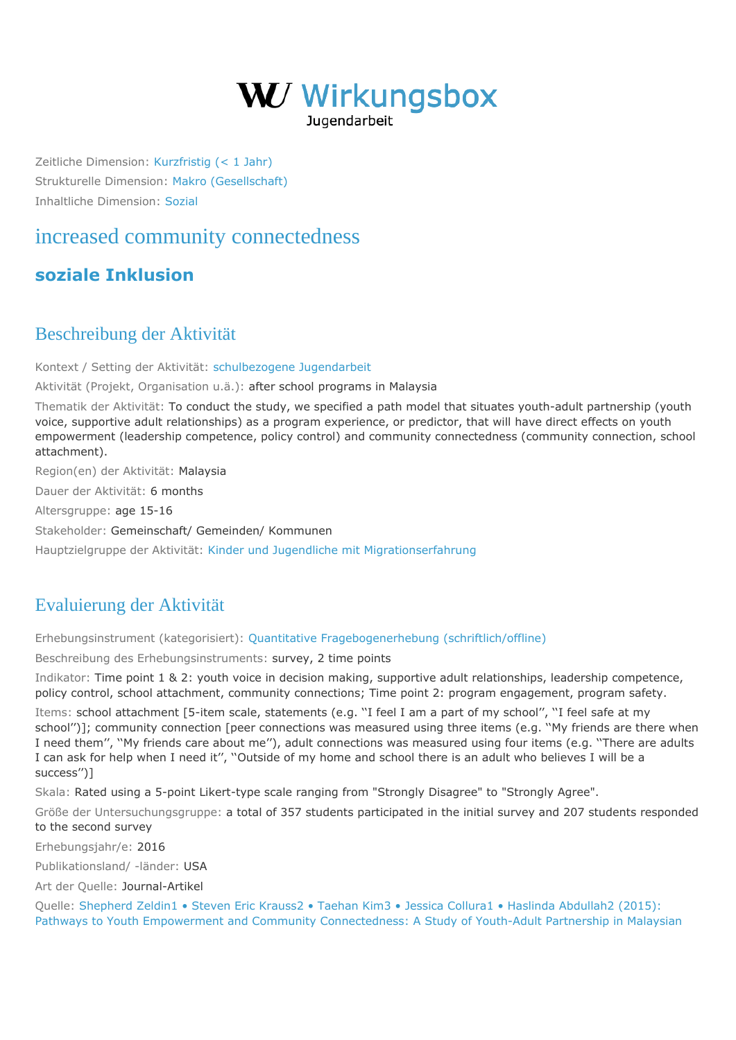# WU Wirkungsbox

Jugendarbeit

Zeitliche Dimension: Kurzfristig (< 1 Jahr)

Strukturelle Dimension: Makro (Gesellschaft)

Inhaltliche Dimension: Sozial

## increased community connectedness

### soziale Inklusion

## Beschreibung der Aktivität

Kontext / Setting der Aktivität: schulbezogene Jugendarbeit

Aktivität (Projekt, Organisation u.ä.): after school programs in Malaysia

Thematik der Aktivität: To conduct the study, we specified a path model that situates youth-adult partnership (youth voice, supportive adult relationships) as a program experience, or predictor, that will have direct effects on youth empowerment (leadership competence, policy control) and community connectedness (community connection, school attachment).

Region(en) der Aktivität: Malaysia

Dauer der Aktivität: 6 months

Altersgruppe: age 15-16

Stakeholder: Gemeinschaft/ Gemeinden/ Kommunen

Hauptzielgruppe der Aktivität: Kinder und Jugendliche mit Migrationserfahrung

## Evaluierung der Aktivität

Erhebungsinstrument (kategorisiert): Quantitative Fragebogenerhebung (schriftlich/offline)

Beschreibung des Erhebungsinstruments: survey, 2 time points

Indikator: Time point 1 & 2: youth voice in decision making, supportive adult relationships, leadership competence, policy control, school attachment, community connections; Time point 2: program engagement, program safety.

Items: school attachment [5-item scale, statements (e.g. ''I feel I am a part of my school'', ''I feel safe at my school'')]; community connection [peer connections was measured using three items (e.g. ''My friends are there when I need them'', ''My friends care about me''), adult connections was measured using four items (e.g. ''There are adults I can ask for help when I need it'', ''Outside of my home and school there is an adult who believes I will be a success'')]

Skala: Rated using a 5-point Likert-type scale ranging from "Strongly Disagree" to "Strongly Agree".

Größe der Untersuchungsgruppe: a total of 357 students participated in the initial survey and 207 students responded to the second survey

Erhebungsjahr/e: 2016

Publikationsland/ -länder: USA

Art der Quelle: Journal-Artikel

Quelle: Shepherd Zeldin1 • Steven Eric Krauss2 • Taehan Kim3 • Jessica Collura1 • Haslinda Abdullah2 (2015): Pathways to Youth Empowerment and Community Connectedness: A Study of Youth-Adult Partnership in Malaysian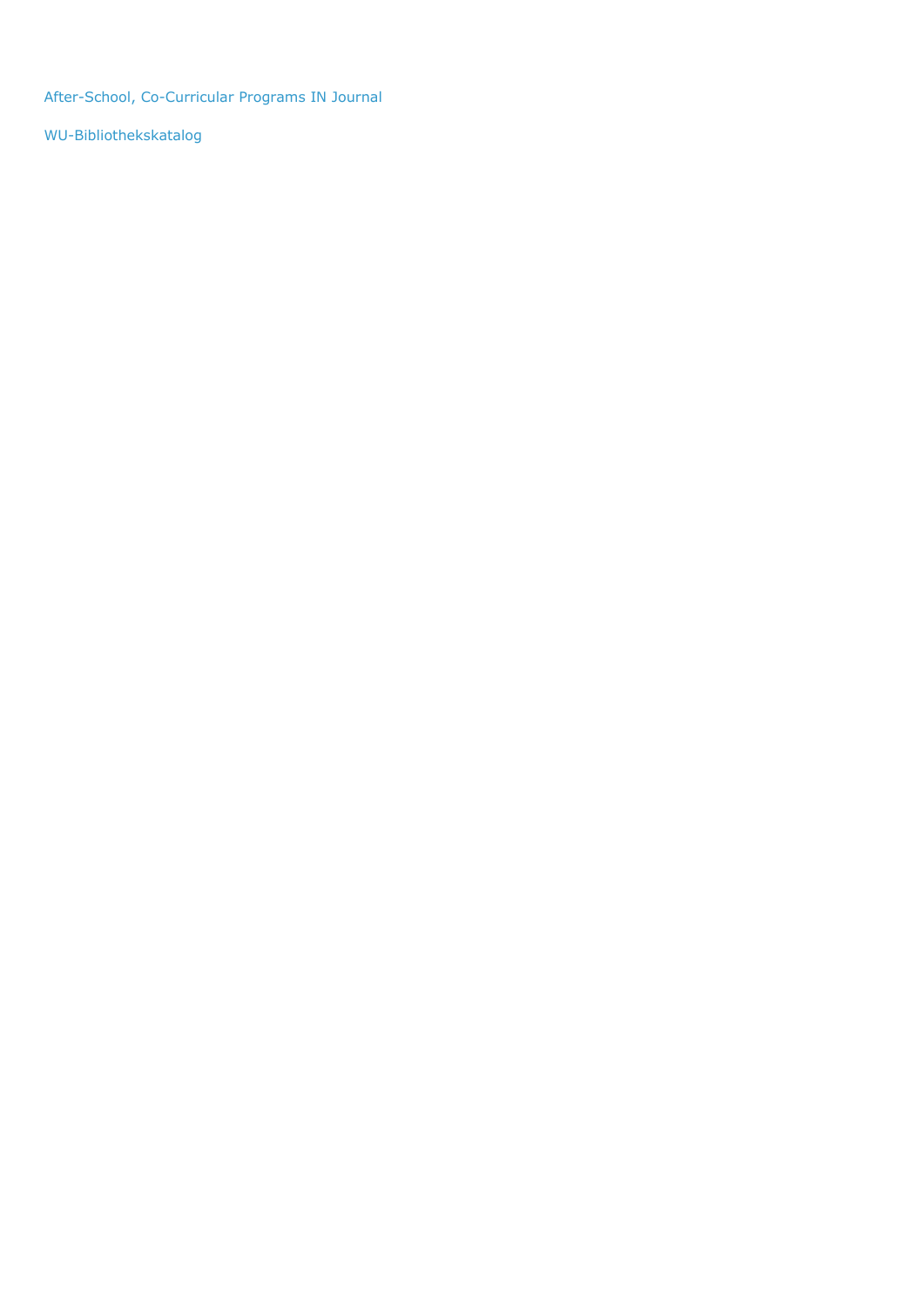After-School, Co-Curricular Programs IN Journal

WU-Bibliothekskatalog